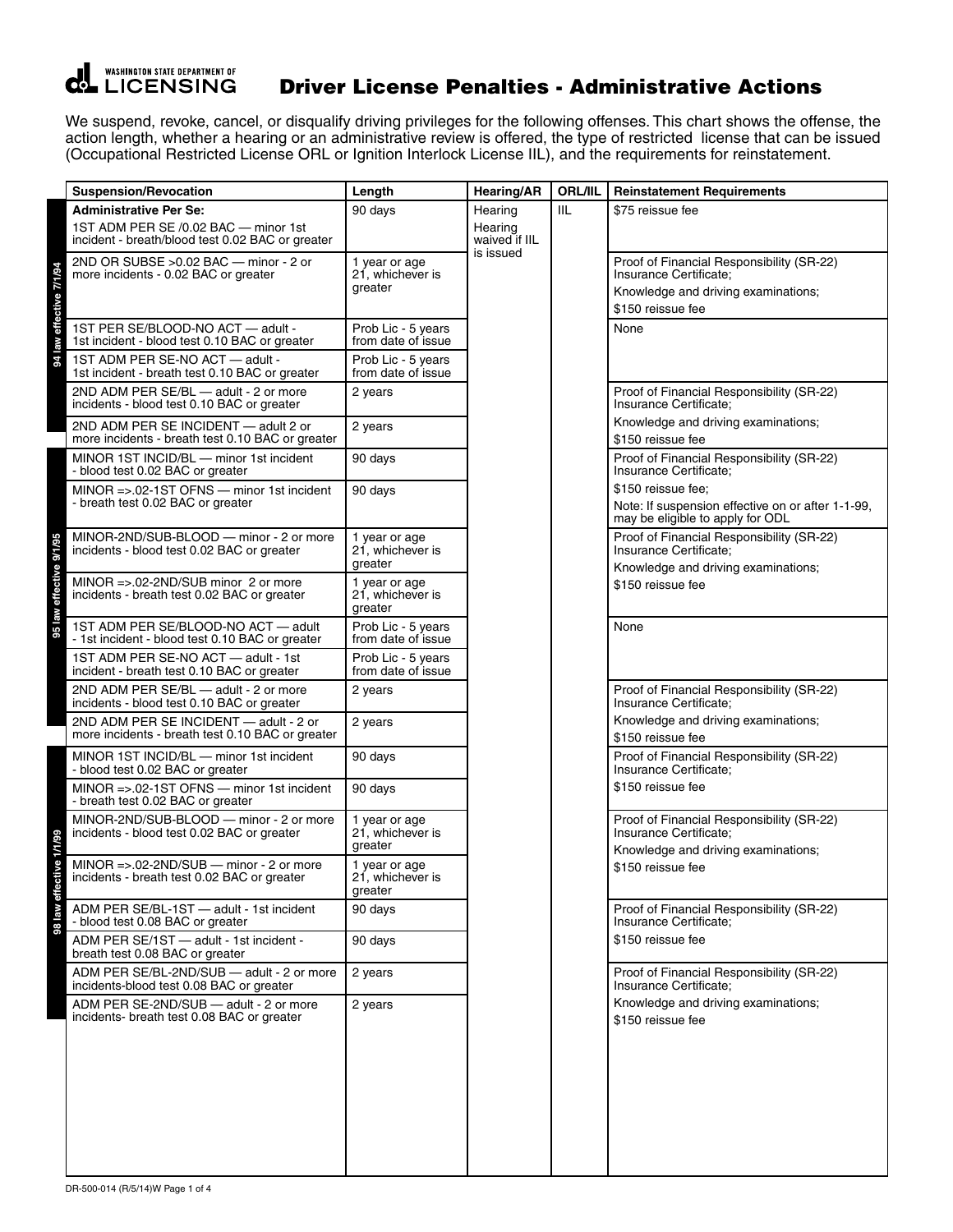# Driver License Penalties - Administrative Actions

WASHINGTON STATE DEPARTMENT OF LICENSING

We suspend, revoke, cancel, or disqualify driving privileges for the following offenses. This chart shows the offense, the action length, whether a hearing or an administrative review is offered, the type of restricted license that can be issued (Occupational Restricted License ORL or Ignition Interlock License IIL), and the requirements for reinstatement.

| Law | Suspension/Revocation | Length | Hearing/AR | ORL/IIL | Reinstatement Requirements |
|---|---|---|---|---|---|
| 94 law effective 7/1/94 | **Administrative Per Se:** 1ST ADM PER SE /0.02 BAC — minor 1st incident - breath/blood test 0.02 BAC or greater | 90 days | Hearing; Hearing waived if IIL is issued | IIL | $75 reissue fee |
| | 2ND OR SUBSE >0.02 BAC — minor - 2 or more incidents - 0.02 BAC or greater | 1 year or age 21, whichever is greater | | | Proof of Financial Responsibility (SR-22) Insurance Certificate; Knowledge and driving examinations; $150 reissue fee |
| | 1ST PER SE/BLOOD-NO ACT — adult - 1st incident - blood test 0.10 BAC or greater | Prob Lic - 5 years from date of issue | | | None |
| | 1ST ADM PER SE-NO ACT — adult - 1st incident - breath test 0.10 BAC or greater | Prob Lic - 5 years from date of issue | | | |
| | 2ND ADM PER SE/BL — adult - 2 or more incidents - blood test 0.10 BAC or greater | 2 years | | | Proof of Financial Responsibility (SR-22) Insurance Certificate; Knowledge and driving examinations; $150 reissue fee |
| | 2ND ADM PER SE INCIDENT — adult 2 or more incidents - breath test 0.10 BAC or greater | 2 years | | | |
| 95 law effective 9/1/95 | MINOR 1ST INCID/BL — minor 1st incident - blood test 0.02 BAC or greater | 90 days | | | Proof of Financial Responsibility (SR-22) Insurance Certificate; $150 reissue fee; Note: If suspension effective on or after 1-1-99, may be eligible to apply for ODL |
| | MINOR =>.02-1ST OFNS — minor 1st incident - breath test 0.02 BAC or greater | 90 days | | | |
| | MINOR-2ND/SUB-BLOOD — minor - 2 or more incidents - blood test 0.02 BAC or greater | 1 year or age 21, whichever is greater | | | Proof of Financial Responsibility (SR-22) Insurance Certificate; Knowledge and driving examinations; $150 reissue fee |
| | MINOR =>.02-2ND/SUB minor 2 or more incidents - breath test 0.02 BAC or greater | 1 year or age 21, whichever is greater | | | |
| | 1ST ADM PER SE/BLOOD-NO ACT — adult - 1st incident - blood test 0.10 BAC or greater | Prob Lic - 5 years from date of issue | | | None |
| | 1ST ADM PER SE-NO ACT — adult - 1st incident - breath test 0.10 BAC or greater | Prob Lic - 5 years from date of issue | | | |
| | 2ND ADM PER SE/BL — adult - 2 or more incidents - blood test 0.10 BAC or greater | 2 years | | | Proof of Financial Responsibility (SR-22) Insurance Certificate; Knowledge and driving examinations; $150 reissue fee |
| | 2ND ADM PER SE INCIDENT — adult - 2 or more incidents - breath test 0.10 BAC or greater | 2 years | | | |
| 98 law effective 1/1/99 | MINOR 1ST INCID/BL — minor 1st incident - blood test 0.02 BAC or greater | 90 days | | | Proof of Financial Responsibility (SR-22) Insurance Certificate; $150 reissue fee |
| | MINOR =>.02-1ST OFNS — minor 1st incident - breath test 0.02 BAC or greater | 90 days | | | |
| | MINOR-2ND/SUB-BLOOD — minor - 2 or more incidents - blood test 0.02 BAC or greater | 1 year or age 21, whichever is greater | | | Proof of Financial Responsibility (SR-22) Insurance Certificate; Knowledge and driving examinations; $150 reissue fee |
| | MINOR =>.02-2ND/SUB — minor - 2 or more incidents - breath test 0.02 BAC or greater | 1 year or age 21, whichever is greater | | | |
| | ADM PER SE/BL-1ST — adult - 1st incident - blood test 0.08 BAC or greater | 90 days | | | Proof of Financial Responsibility (SR-22) Insurance Certificate; $150 reissue fee |
| | ADM PER SE/1ST — adult - 1st incident - breath test 0.08 BAC or greater | 90 days | | | |
| | ADM PER SE/BL-2ND/SUB — adult - 2 or more incidents-blood test 0.08 BAC or greater | 2 years | | | Proof of Financial Responsibility (SR-22) Insurance Certificate; Knowledge and driving examinations; $150 reissue fee |
| | ADM PER SE-2ND/SUB — adult - 2 or more incidents- breath test 0.08 BAC or greater | 2 years | | | |

DR-500-014 (R/5/14)W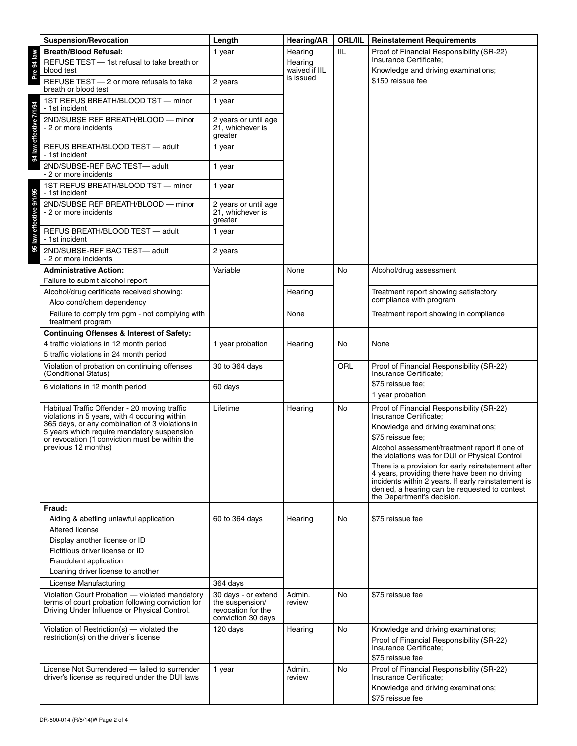| | Suspension/Revocation | Length | Hearing/AR | ORL/IIL | Reinstatement Requirements |
|---|---|---|---|---|---|
| Pre 94 law | **Breath/Blood Refusal:** REFUSE TEST — 1st refusal to take breath or blood test | 1 year | Hearing Hearing waived if IIL is issued | IIL | Proof of Financial Responsibility (SR-22) Insurance Certificate; Knowledge and driving examinations; $150 reissue fee |
| Pre 94 law | REFUSE TEST — 2 or more refusals to take breath or blood test | 2 years | | | |
| 94 law effective 7/1/94 | 1ST REFUS BREATH/BLOOD TST — minor - 1st incident | 1 year | | | |
| 94 law effective 7/1/94 | 2ND/SUBSE REF BREATH/BLOOD — minor - 2 or more incidents | 2 years or until age 21, whichever is greater | | | |
| 94 law effective 7/1/94 | REFUS BREATH/BLOOD TEST — adult - 1st incident | 1 year | | | |
| 94 law effective 7/1/94 | 2ND/SUBSE-REF BAC TEST— adult - 2 or more incidents | 1 year | | | |
| 95 law effective 9/1/95 | 1ST REFUS BREATH/BLOOD TST — minor - 1st incident | 1 year | | | |
| 95 law effective 9/1/95 | 2ND/SUBSE REF BREATH/BLOOD — minor - 2 or more incidents | 2 years or until age 21, whichever is greater | | | |
| 95 law effective 9/1/95 | REFUS BREATH/BLOOD TEST — adult - 1st incident | 1 year | | | |
| 95 law effective 9/1/95 | 2ND/SUBSE-REF BAC TEST— adult - 2 or more incidents | 2 years | | | |
| | **Administrative Action:** Failure to submit alcohol report | Variable | None | No | Alcohol/drug assessment |
| | Alcohol/drug certificate received showing: Alco cond/chem dependency | | Hearing | | Treatment report showing satisfactory compliance with program |
| | Failure to comply trm pgm - not complying with treatment program | | None | | Treatment report showing in compliance |
| | **Continuing Offenses & Interest of Safety:** 4 traffic violations in 12 month period; 5 traffic violations in 24 month period | 1 year probation | Hearing | No | None |
| | Violation of probation on continuing offenses (Conditional Status) | 30 to 364 days | | ORL | Proof of Financial Responsibility (SR-22) Insurance Certificate; $75 reissue fee; 1 year probation |
| | 6 violations in 12 month period | 60 days | | | |
| | Habitual Traffic Offender - 20 moving traffic violations in 5 years, with 4 occuring within 365 days, or any combination of 3 violations in 5 years which require mandatory suspension or revocation (1 conviction must be within the previous 12 months) | Lifetime | Hearing | No | Proof of Financial Responsibility (SR-22) Insurance Certificate; Knowledge and driving examinations; $75 reissue fee; Alcohol assessment/treatment report if one of the violations was for DUI or Physical Control. There is a provision for early reinstatement after 4 years, providing there have been no driving incidents within 2 years. If early reinstatement is denied, a hearing can be requested to contest the Department's decision. |
| | **Fraud:** Aiding & abetting unlawful application; Altered license; Display another license or ID; Fictitious driver license or ID; Fraudulent application; Loaning driver license to another | 60 to 364 days | Hearing | No | $75 reissue fee |
| | License Manufacturing | 364 days | | | |
| | Violation Court Probation — violated mandatory terms of court probation following conviction for Driving Under Influence or Physical Control. | 30 days - or extend the suspension/ revocation for the conviction 30 days | Admin. review | No | $75 reissue fee |
| | Violation of Restriction(s) — violated the restriction(s) on the driver's license | 120 days | Hearing | No | Knowledge and driving examinations; Proof of Financial Responsibility (SR-22) Insurance Certificate; $75 reissue fee |
| | License Not Surrendered — failed to surrender driver's license as required under the DUI laws | 1 year | Admin. review | No | Proof of Financial Responsibility (SR-22) Insurance Certificate; Knowledge and driving examinations; $75 reissue fee |

DR-500-014 (R/5/14)W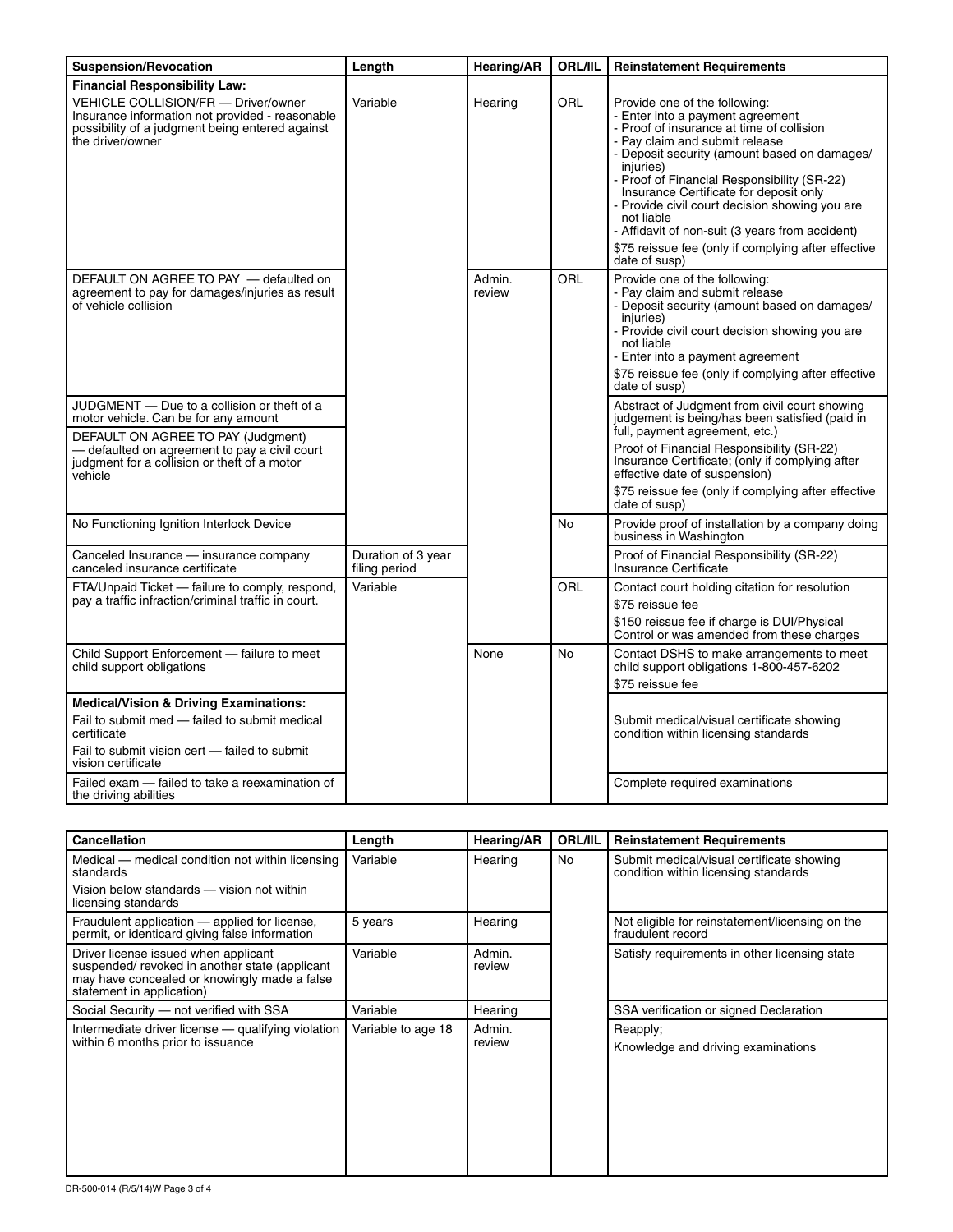| Suspension/Revocation | Length | Hearing/AR | ORL/IIL | Reinstatement Requirements |
|---|---|---|---|---|
| **Financial Responsibility Law:**<br>VEHICLE COLLISION/FR — Driver/owner Insurance information not provided - reasonable possibility of a judgment being entered against the driver/owner | Variable | Hearing | ORL | Provide one of the following:<br>- Enter into a payment agreement<br>- Proof of insurance at time of collision<br>- Pay claim and submit release<br>- Deposit security (amount based on damages/ injuries)<br>- Proof of Financial Responsibility (SR-22) Insurance Certificate for deposit only<br>- Provide civil court decision showing you are not liable<br>- Affidavit of non-suit (3 years from accident)<br>$75 reissue fee (only if complying after effective date of susp) |
| DEFAULT ON AGREE TO PAY — defaulted on agreement to pay for damages/injuries as result of vehicle collision | | Admin. review | ORL | Provide one of the following:<br>- Pay claim and submit release<br>- Deposit security (amount based on damages/ injuries)<br>- Provide civil court decision showing you are not liable<br>- Enter into a payment agreement<br>$75 reissue fee (only if complying after effective date of susp) |
| JUDGMENT — Due to a collision or theft of a motor vehicle. Can be for any amount<br>DEFAULT ON AGREE TO PAY (Judgment) — defaulted on agreement to pay a civil court judgment for a collision or theft of a motor vehicle | | | | Abstract of Judgment from civil court showing judgement is being/has been satisfied (paid in full, payment agreement, etc.)<br>Proof of Financial Responsibility (SR-22) Insurance Certificate; (only if complying after effective date of suspension)<br>$75 reissue fee (only if complying after effective date of susp) |
| No Functioning Ignition Interlock Device | | | No | Provide proof of installation by a company doing business in Washington |
| Canceled Insurance — insurance company canceled insurance certificate | Duration of 3 year filing period | | | Proof of Financial Responsibility (SR-22) Insurance Certificate |
| FTA/Unpaid Ticket — failure to comply, respond, pay a traffic infraction/criminal traffic in court. | Variable | | ORL | Contact court holding citation for resolution<br>$75 reissue fee<br>$150 reissue fee if charge is DUI/Physical Control or was amended from these charges |
| Child Support Enforcement — failure to meet child support obligations | | None | No | Contact DSHS to make arrangements to meet child support obligations 1-800-457-6202<br>$75 reissue fee |
| **Medical/Vision & Driving Examinations:**<br>Fail to submit med — failed to submit medical certificate<br>Fail to submit vision cert — failed to submit vision certificate | | | | Submit medical/visual certificate showing condition within licensing standards |
| Failed exam — failed to take a reexamination of the driving abilities | | | | Complete required examinations |

| Cancellation | Length | Hearing/AR | ORL/IIL | Reinstatement Requirements |
|---|---|---|---|---|
| Medical — medical condition not within licensing standards<br>Vision below standards — vision not within licensing standards | Variable | Hearing | No | Submit medical/visual certificate showing condition within licensing standards |
| Fraudulent application — applied for license, permit, or identicard giving false information | 5 years | Hearing | | Not eligible for reinstatement/licensing on the fraudulent record |
| Driver license issued when applicant suspended/ revoked in another state (applicant may have concealed or knowingly made a false statement in application) | Variable | Admin. review | | Satisfy requirements in other licensing state |
| Social Security — not verified with SSA | Variable | Hearing | | SSA verification or signed Declaration |
| Intermediate driver license — qualifying violation within 6 months prior to issuance | Variable to age 18 | Admin. review | | Reapply;<br>Knowledge and driving examinations |

DR-500-014 (R/5/14)W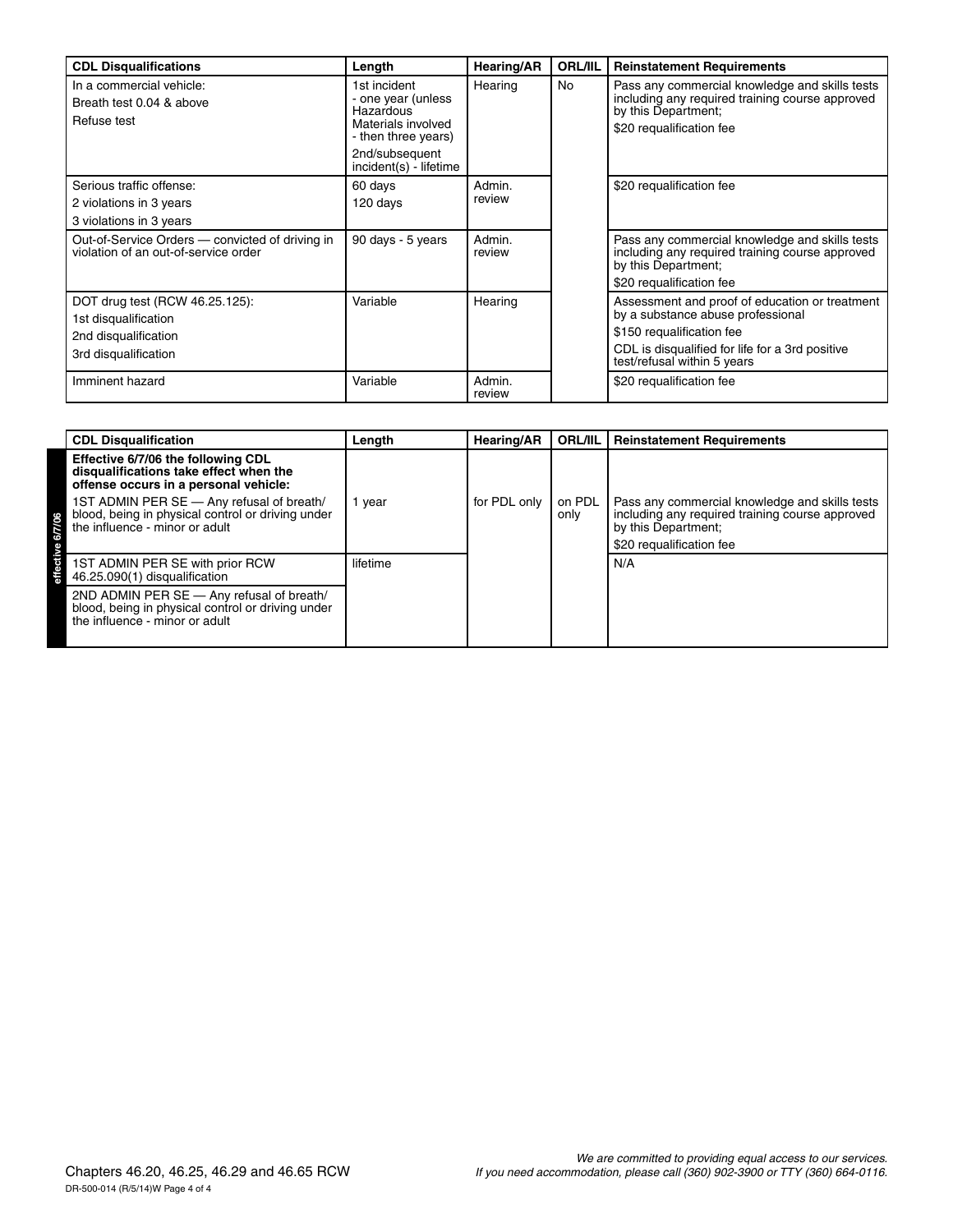| CDL Disqualifications | Length | Hearing/AR | ORL/IIL | Reinstatement Requirements |
|---|---|---|---|---|
| In a commercial vehicle:<br>Breath test 0.04 & above<br>Refuse test | 1st incident - one year (unless Hazardous Materials involved - then three years)<br>2nd/subsequent incident(s) - lifetime | Hearing | No | Pass any commercial knowledge and skills tests including any required training course approved by this Department;<br>$20 requalification fee |
| Serious traffic offense:<br>2 violations in 3 years<br>3 violations in 3 years | 60 days<br>120 days | Admin. review | | $20 requalification fee |
| Out-of-Service Orders — convicted of driving in violation of an out-of-service order | 90 days - 5 years | Admin. review | | Pass any commercial knowledge and skills tests including any required training course approved by this Department;<br>$20 requalification fee |
| DOT drug test (RCW 46.25.125):<br>1st disqualification<br>2nd disqualification<br>3rd disqualification | Variable | Hearing | | Assessment and proof of education or treatment by a substance abuse professional<br>$150 requalification fee<br>CDL is disqualified for life for a 3rd positive test/refusal within 5 years |
| Imminent hazard | Variable | Admin. review | | $20 requalification fee |

effective 6/7/06

| CDL Disqualification | Length | Hearing/AR | ORL/IIL | Reinstatement Requirements |
|---|---|---|---|---|
| **Effective 6/7/06 the following CDL disqualifications take effect when the offense occurs in a personal vehicle:**<br>1ST ADMIN PER SE — Any refusal of breath/blood, being in physical control or driving under the influence - minor or adult | 1 year | for PDL only | on PDL only | Pass any commercial knowledge and skills tests including any required training course approved by this Department;<br>$20 requalification fee |
| 1ST ADMIN PER SE with prior RCW 46.25.090(1) disqualification<br>2ND ADMIN PER SE — Any refusal of breath/blood, being in physical control or driving under the influence - minor or adult | lifetime | | | N/A |

Chapters 46.20, 46.25, 46.29 and 46.65 RCW

DR-500-014 (R/5/14)W

*We are committed to providing equal access to our services. If you need accommodation, please call (360) 902-3900 or TTY (360) 664-0116.*